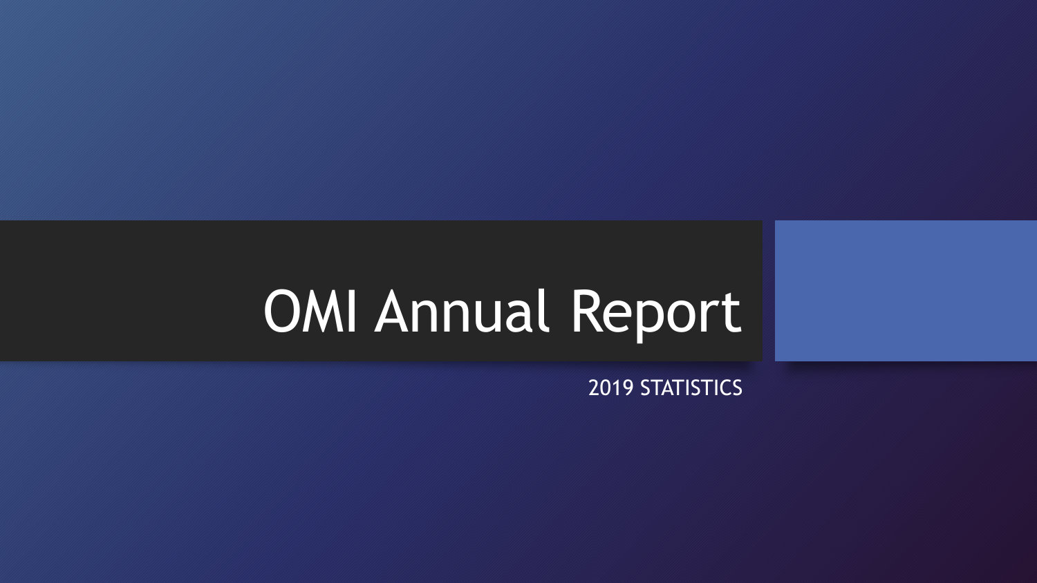# OMI Annual Report

2019 STATISTICS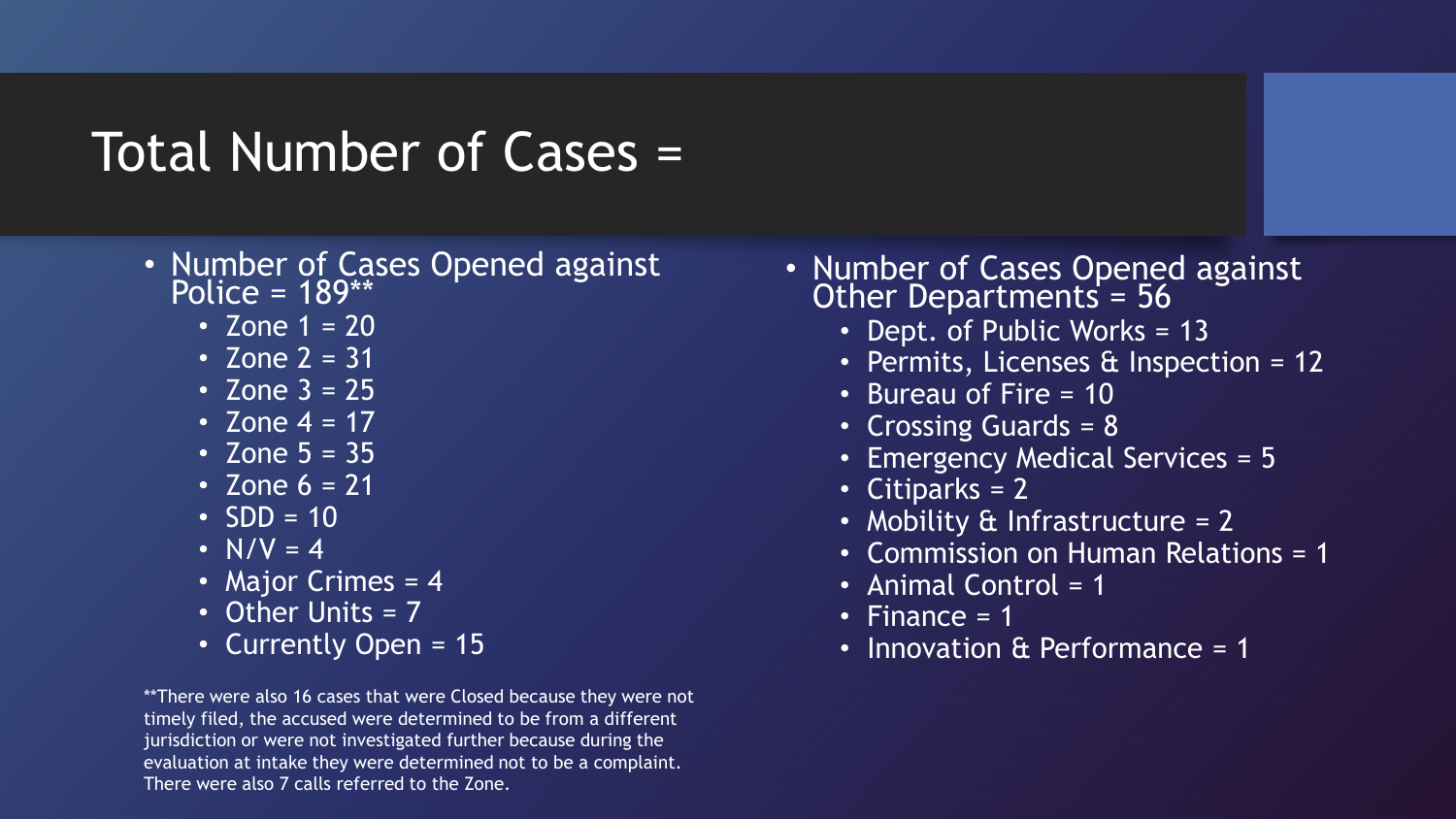# Total Number of Cases =

- Number of Cases Opened against Police = 189**
  - Zone 1 = 20
  - Zone 2 = 31
  - Zone 3 = 25
  - Zone 4 = 17
  - Zone 5 = 35
  - Zone 6 = 21
  - SDD = 10
  - N/V = 4
  - Major Crimes = 4
  - Other Units = 7
  - Currently Open = 15

**There were also 16 cases that were Closed because they were not timely filed, the accused were determined to be from a different jurisdiction or were not investigated further because during the evaluation at intake they were determined not to be a complaint. There were also 7 calls referred to the Zone.

- Number of Cases Opened against Other Departments = 56
  - Dept. of Public Works = 13
  - Permits, Licenses & Inspection = 12
  - Bureau of Fire = 10
  - Crossing Guards = 8
  - Emergency Medical Services = 5
  - Citiparks = 2
  - Mobility & Infrastructure = 2
  - Commission on Human Relations = 1
  - Animal Control = 1
  - Finance = 1
  - Innovation & Performance = 1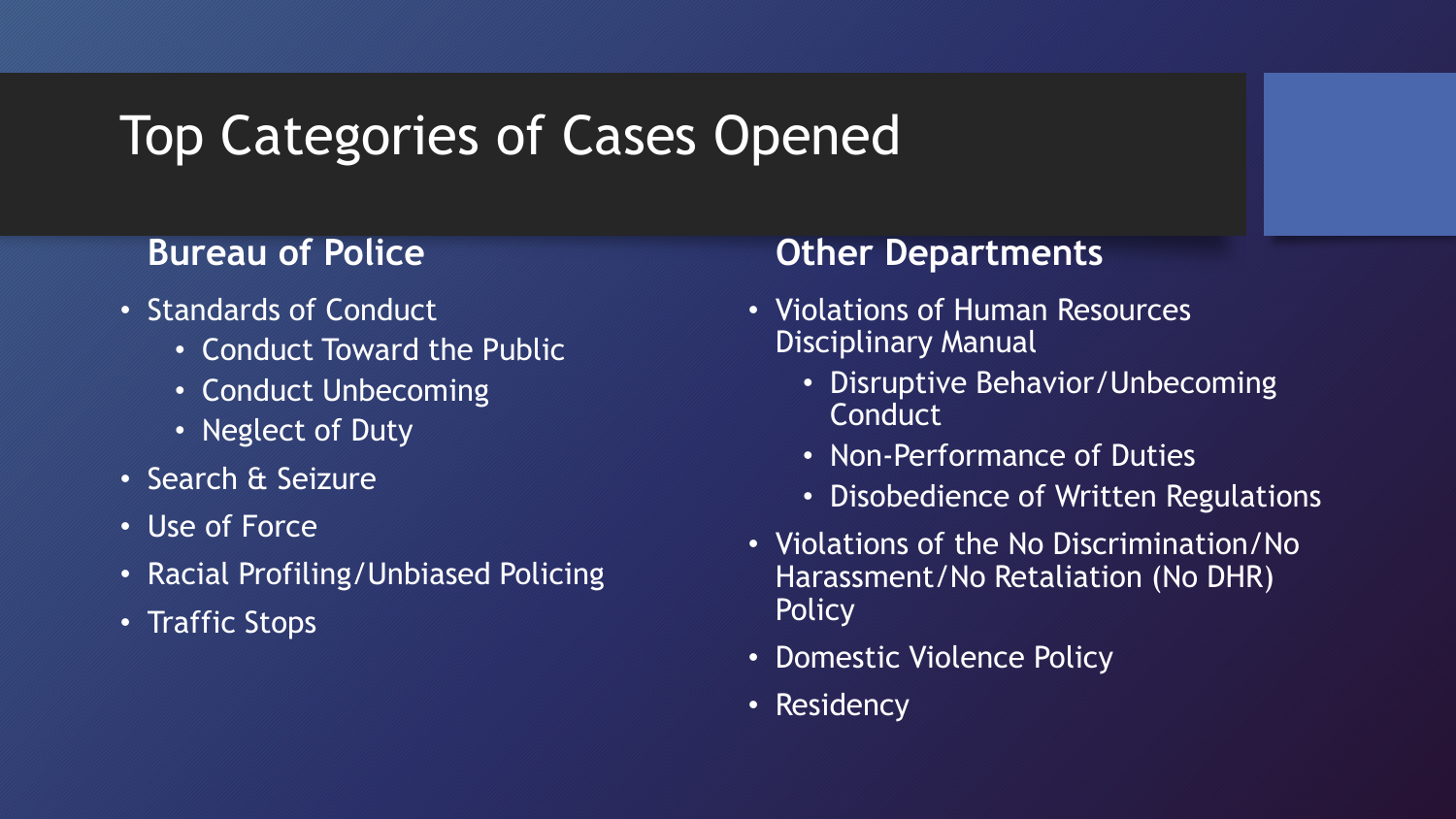# Top Categories of Cases Opened

### Bureau of Police

- Standards of Conduct
  - Conduct Toward the Public
  - Conduct Unbecoming
  - Neglect of Duty
- Search & Seizure
- Use of Force
- Racial Profiling/Unbiased Policing
- Traffic Stops

### Other Departments

- Violations of Human Resources Disciplinary Manual
  - Disruptive Behavior/Unbecoming Conduct
  - Non-Performance of Duties
  - Disobedience of Written Regulations
- Violations of the No Discrimination/No Harassment/No Retaliation (No DHR) Policy
- Domestic Violence Policy
- Residency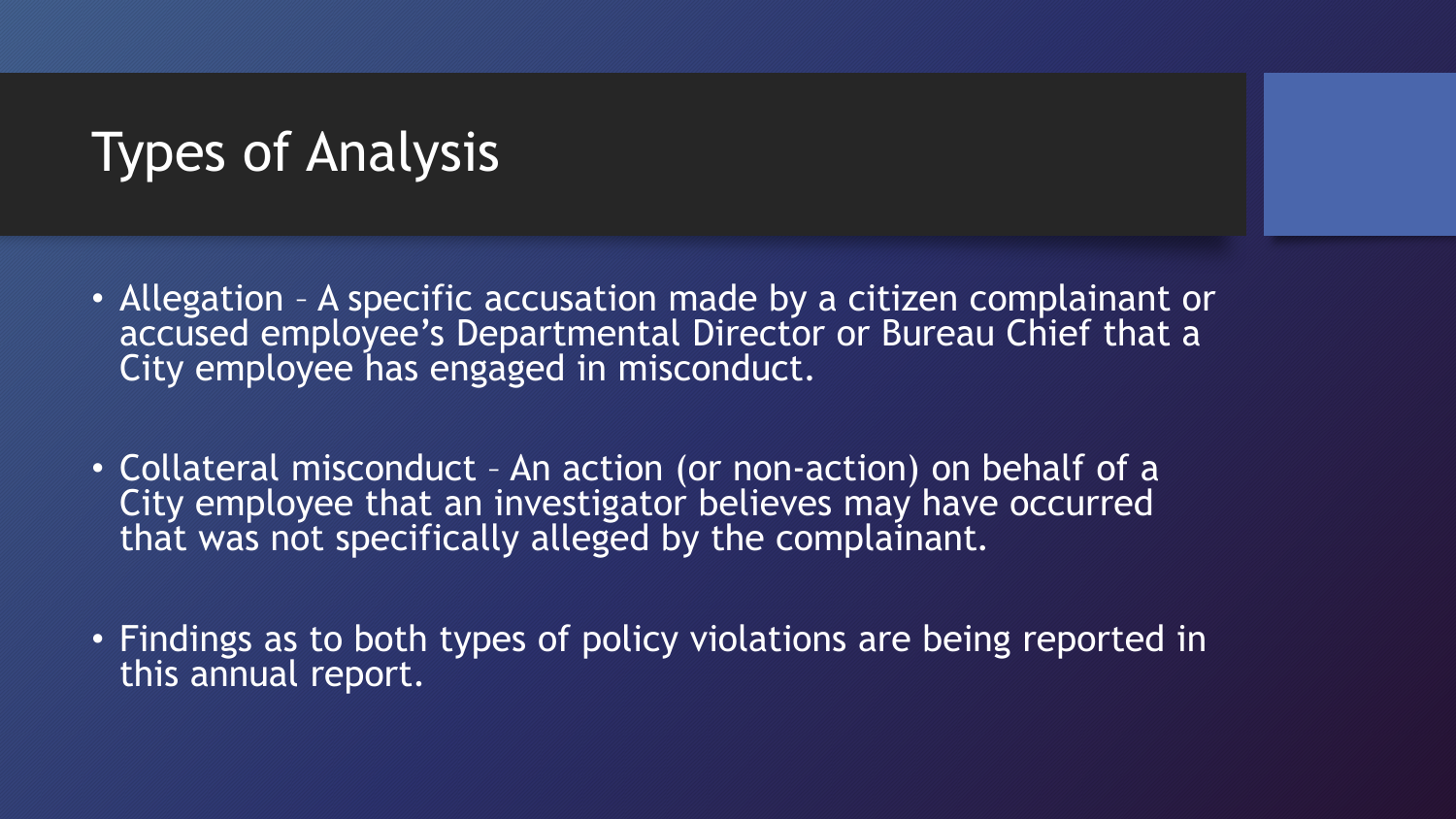# Types of Analysis

- Allegation – A specific accusation made by a citizen complainant or accused employee's Departmental Director or Bureau Chief that a City employee has engaged in misconduct.

- Collateral misconduct – An action (or non-action) on behalf of a City employee that an investigator believes may have occurred that was not specifically alleged by the complainant.

- Findings as to both types of policy violations are being reported in this annual report.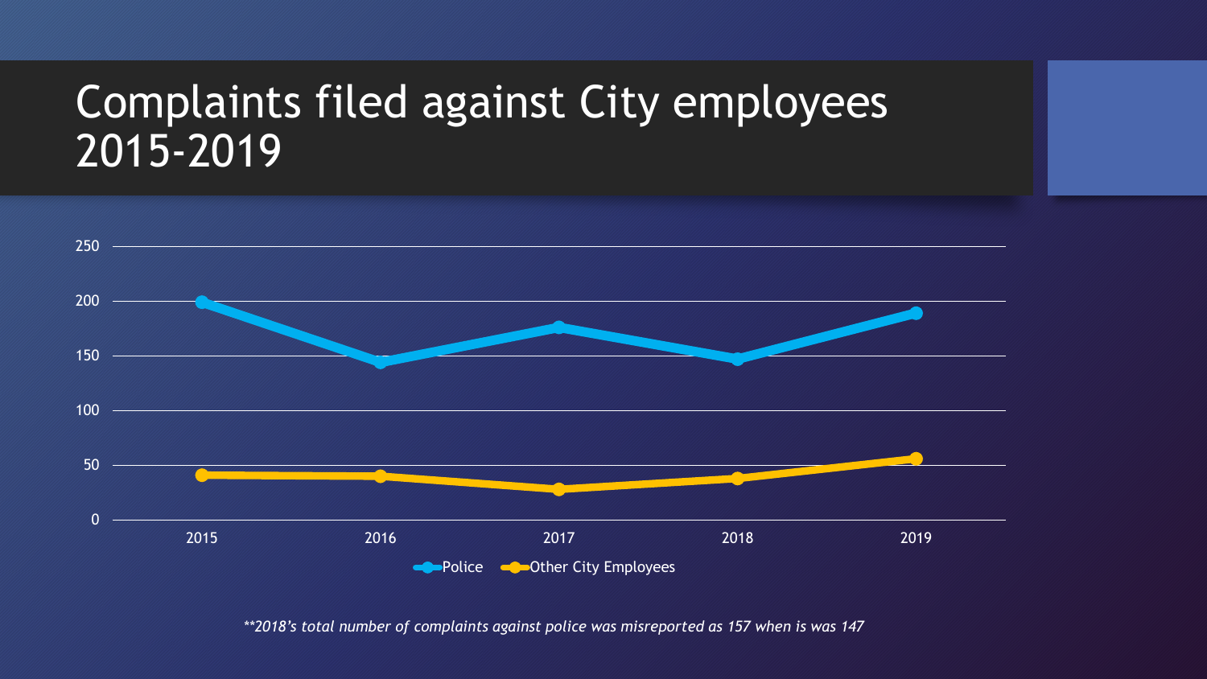# Complaints filed against City employees 2015-2019

250

200

150

100

50

0

2015 2016 2017 2018 2019

Police | Other City Employees

*\*\*2018's total number of complaints against police was misreported as 157 when is was 147*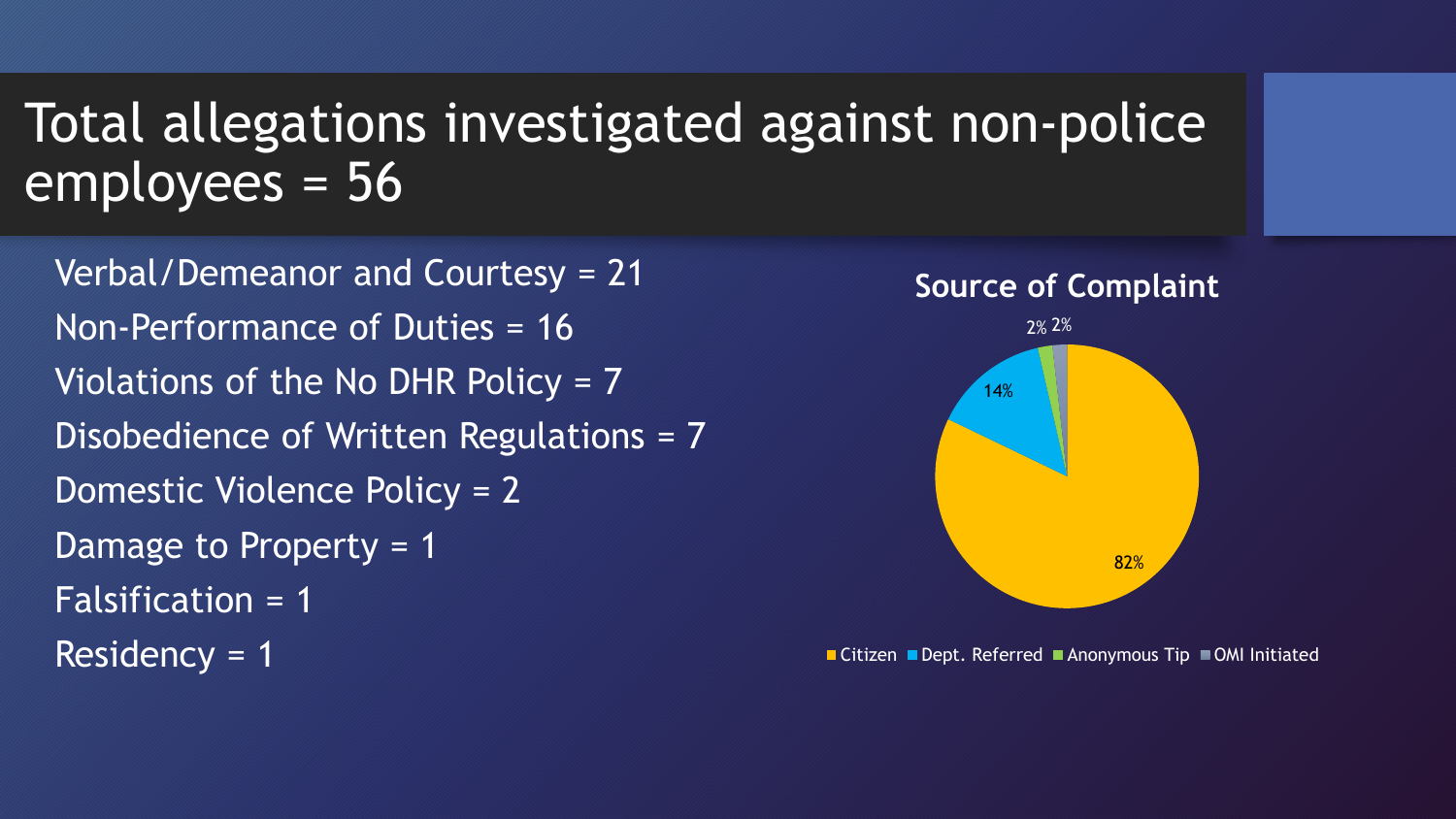# Total allegations investigated against non-police employees = 56

- Verbal/Demeanor and Courtesy = 21
- Non-Performance of Duties = 16
- Violations of the No DHR Policy = 7
- Disobedience of Written Regulations = 7
- Domestic Violence Policy = 2
- Damage to Property = 1
- Falsification = 1
- Residency = 1

**Source of Complaint**

| Source | Percentage |
|---|---|
| Citizen | 82% |
| Dept. Referred | 14% |
| Anonymous Tip | 2% |
| OMI Initiated | 2% |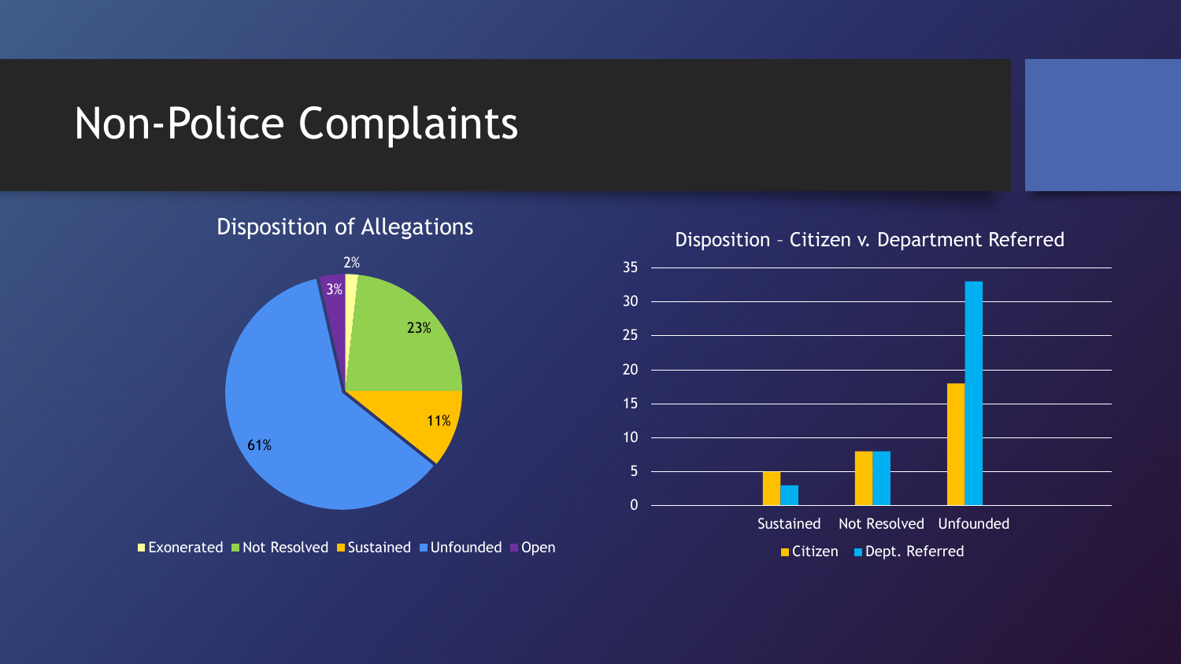# Non-Police Complaints

## Disposition of Allegations

| Disposition | Percentage |
|---|---|
| Exonerated | 2% |
| Not Resolved | 23% |
| Sustained | 11% |
| Unfounded | 61% |
| Open | 3% |

## Disposition – Citizen v. Department Referred

| Disposition | Citizen | Dept. Referred |
|---|---|---|
| Sustained | 5 | 3 |
| Not Resolved | 8 | 8 |
| Unfounded | 18 | 33 |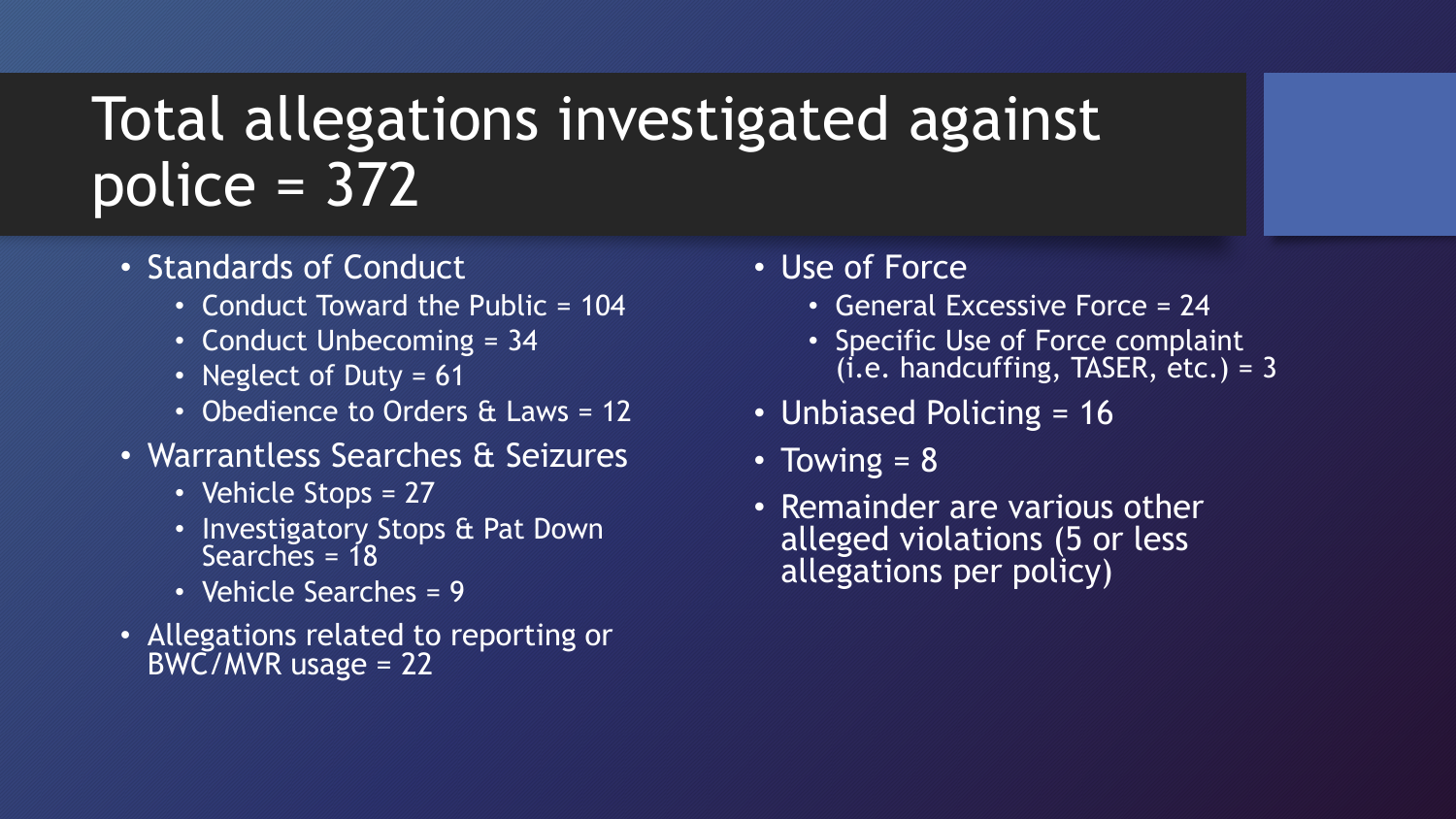# Total allegations investigated against police = 372

- Standards of Conduct
  - Conduct Toward the Public = 104
  - Conduct Unbecoming = 34
  - Neglect of Duty = 61
  - Obedience to Orders & Laws = 12
- Warrantless Searches & Seizures
  - Vehicle Stops = 27
  - Investigatory Stops & Pat Down Searches = 18
  - Vehicle Searches = 9
- Allegations related to reporting or BWC/MVR usage = 22
- Use of Force
  - General Excessive Force = 24
  - Specific Use of Force complaint (i.e. handcuffing, TASER, etc.) = 3
- Unbiased Policing = 16
- Towing = 8
- Remainder are various other alleged violations (5 or less allegations per policy)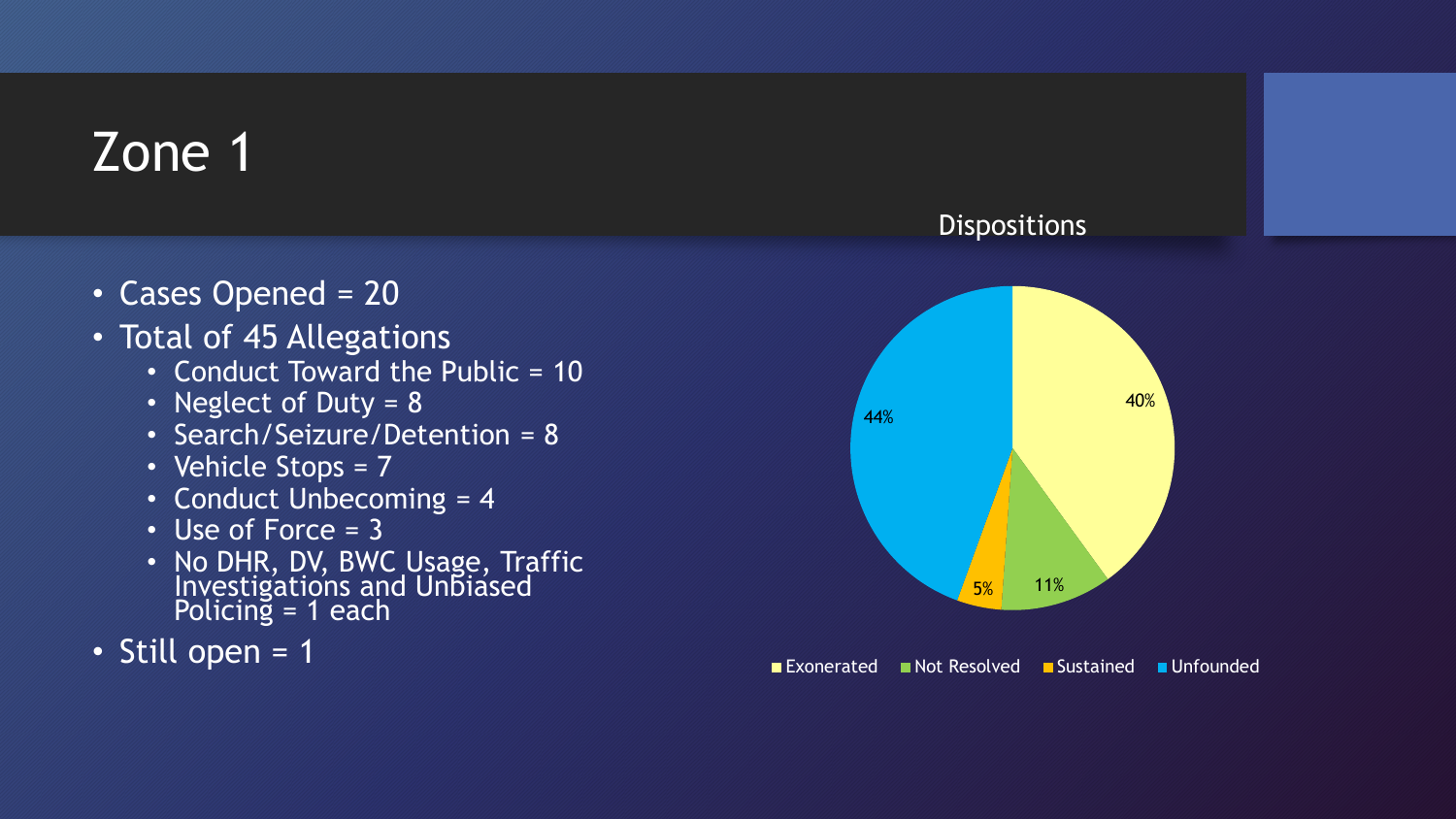# Zone 1

- Cases Opened = 20
- Total of 45 Allegations
  - Conduct Toward the Public = 10
  - Neglect of Duty = 8
  - Search/Seizure/Detention = 8
  - Vehicle Stops = 7
  - Conduct Unbecoming = 4
  - Use of Force = 3
  - No DHR, DV, BWC Usage, Traffic Investigations and Unbiased Policing = 1 each
- Still open = 1

Dispositions

| Disposition | Percentage |
| --- | --- |
| Exonerated | 40% |
| Not Resolved | 11% |
| Sustained | 5% |
| Unfounded | 44% |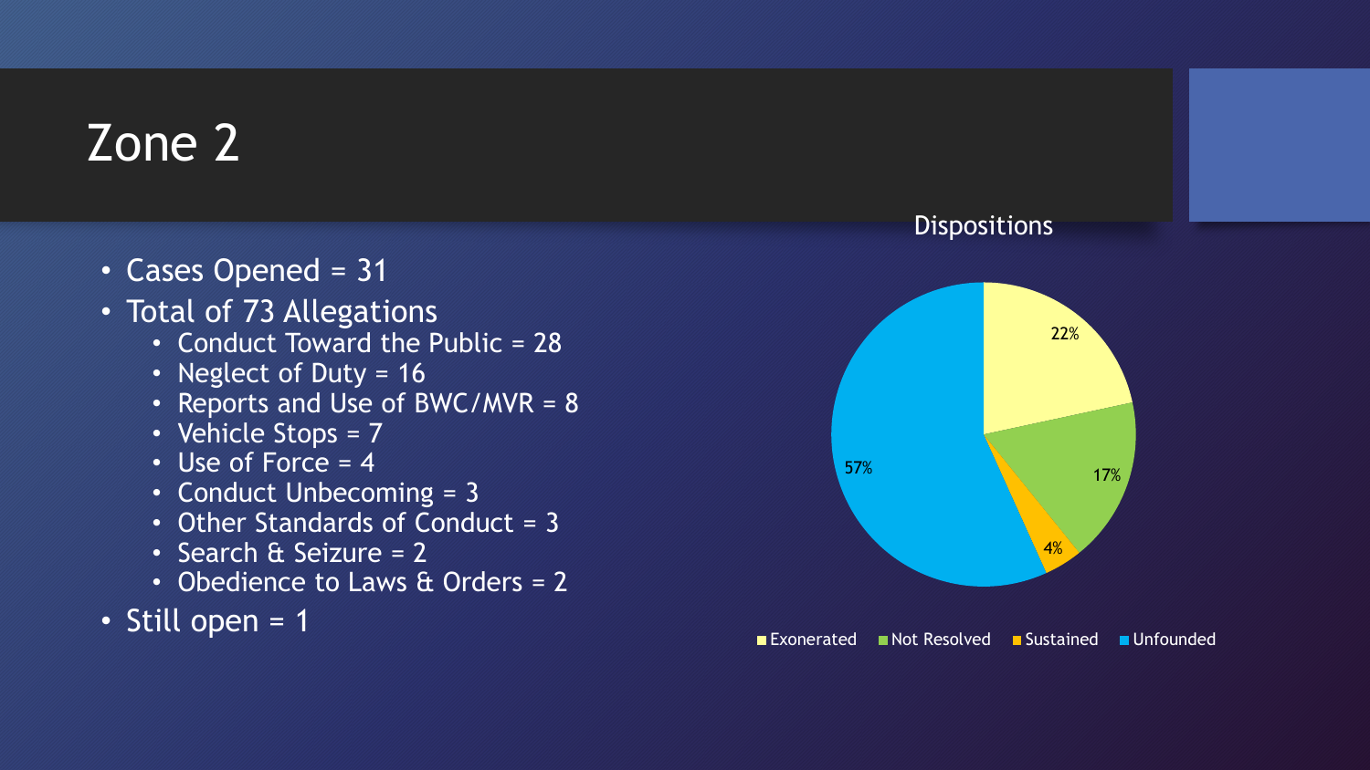# Zone 2

- Cases Opened = 31
- Total of 73 Allegations
  - Conduct Toward the Public = 28
  - Neglect of Duty = 16
  - Reports and Use of BWC/MVR = 8
  - Vehicle Stops = 7
  - Use of Force = 4
  - Conduct Unbecoming = 3
  - Other Standards of Conduct = 3
  - Search & Seizure = 2
  - Obedience to Laws & Orders = 2
- Still open = 1

**Dispositions**

| Disposition | Percentage |
|---|---|
| Exonerated | 22% |
| Not Resolved | 17% |
| Sustained | 4% |
| Unfounded | 57% |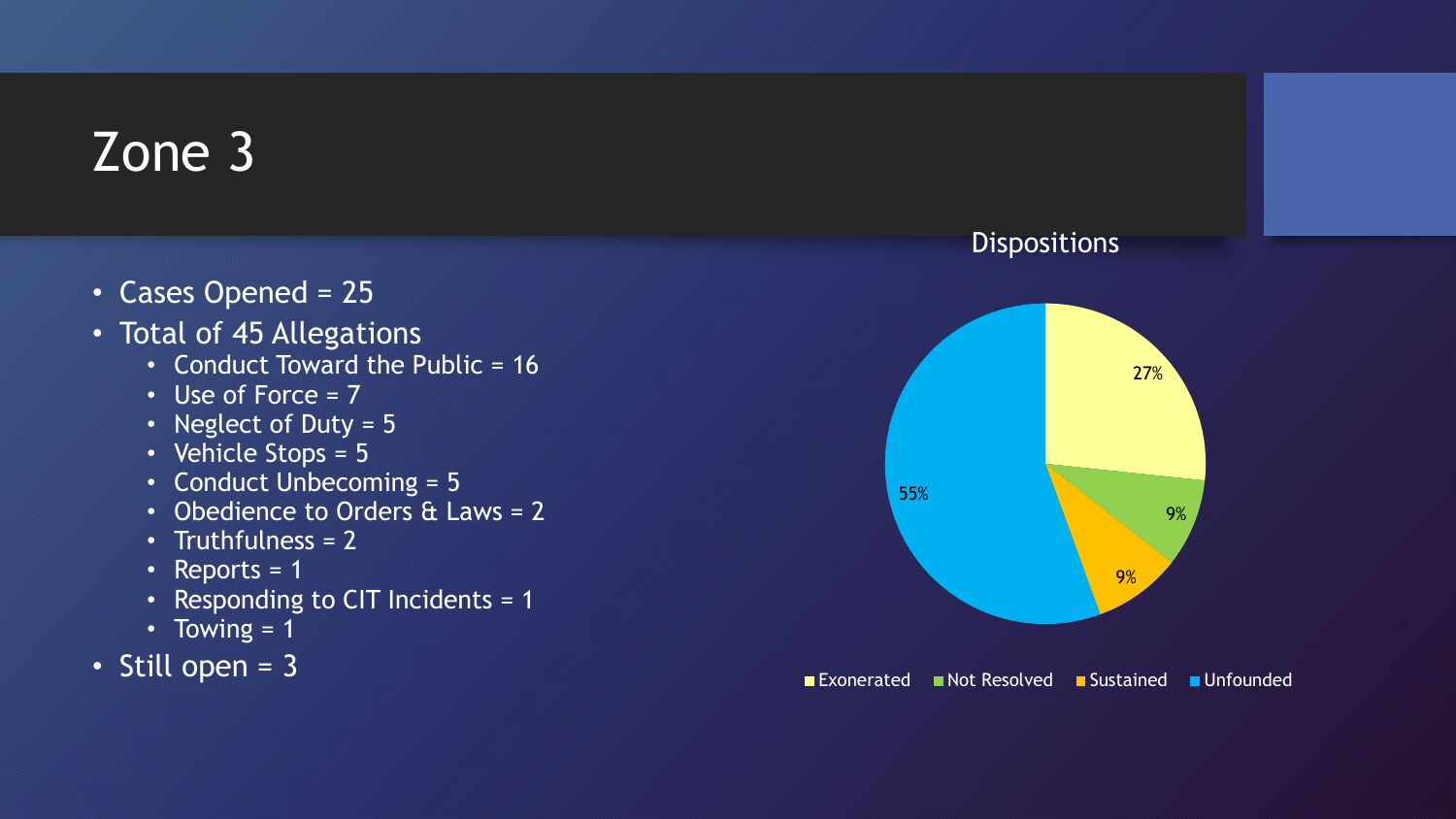# Zone 3

- Cases Opened = 25
- Total of 45 Allegations
  - Conduct Toward the Public = 16
  - Use of Force = 7
  - Neglect of Duty = 5
  - Vehicle Stops = 5
  - Conduct Unbecoming = 5
  - Obedience to Orders & Laws = 2
  - Truthfulness = 2
  - Reports = 1
  - Responding to CIT Incidents = 1
  - Towing = 1
- Still open = 3

**Dispositions**

| Disposition | Percentage |
| --- | --- |
| Exonerated | 27% |
| Not Resolved | 9% |
| Sustained | 9% |
| Unfounded | 55% |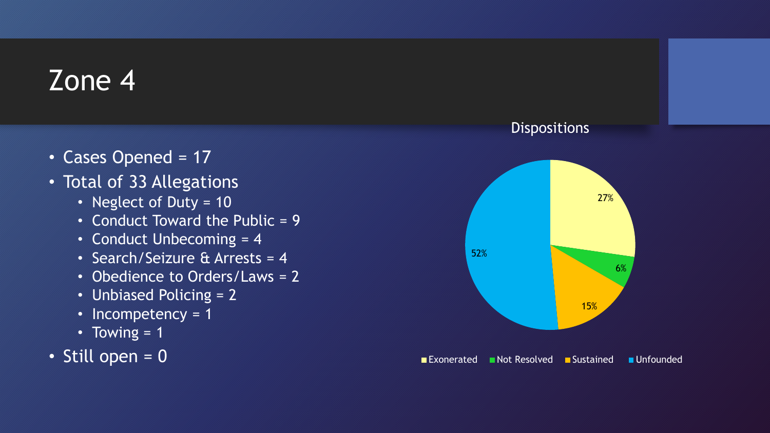# Zone 4

- Cases Opened = 17
- Total of 33 Allegations
  - Neglect of Duty = 10
  - Conduct Toward the Public = 9
  - Conduct Unbecoming = 4
  - Search/Seizure & Arrests = 4
  - Obedience to Orders/Laws = 2
  - Unbiased Policing = 2
  - Incompetency = 1
  - Towing = 1
- Still open = 0

**Dispositions**

| Disposition | Percentage |
|---|---|
| Exonerated | 27% |
| Not Resolved | 6% |
| Sustained | 15% |
| Unfounded | 52% |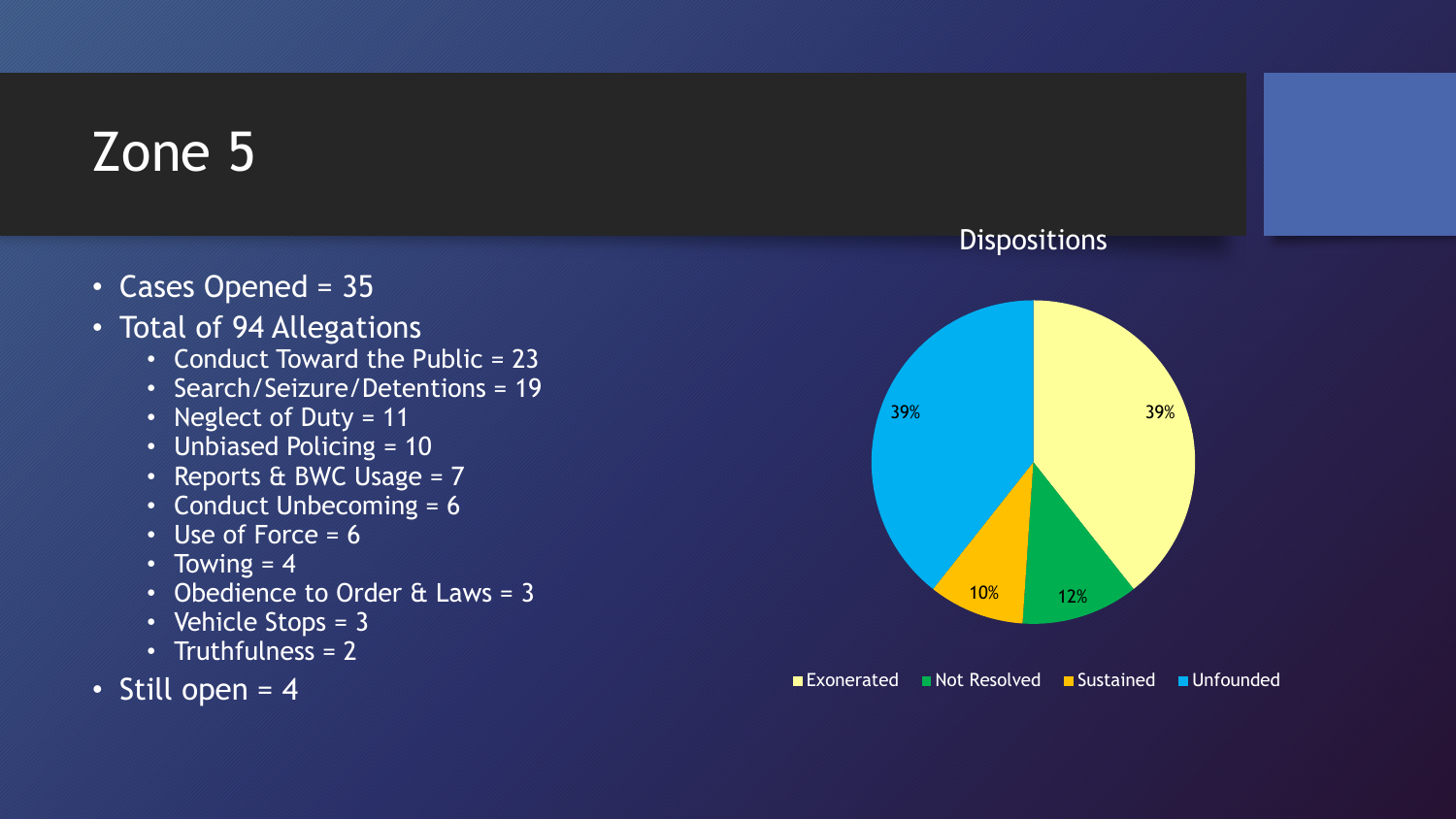# Zone 5

- Cases Opened = 35
- Total of 94 Allegations
  - Conduct Toward the Public = 23
  - Search/Seizure/Detentions = 19
  - Neglect of Duty = 11
  - Unbiased Policing = 10
  - Reports & BWC Usage = 7
  - Conduct Unbecoming = 6
  - Use of Force = 6
  - Towing = 4
  - Obedience to Order & Laws = 3
  - Vehicle Stops = 3
  - Truthfulness = 2
- Still open = 4

**Dispositions**

| Disposition | Percentage |
| --- | --- |
| Exonerated | 39% |
| Not Resolved | 12% |
| Sustained | 10% |
| Unfounded | 39% |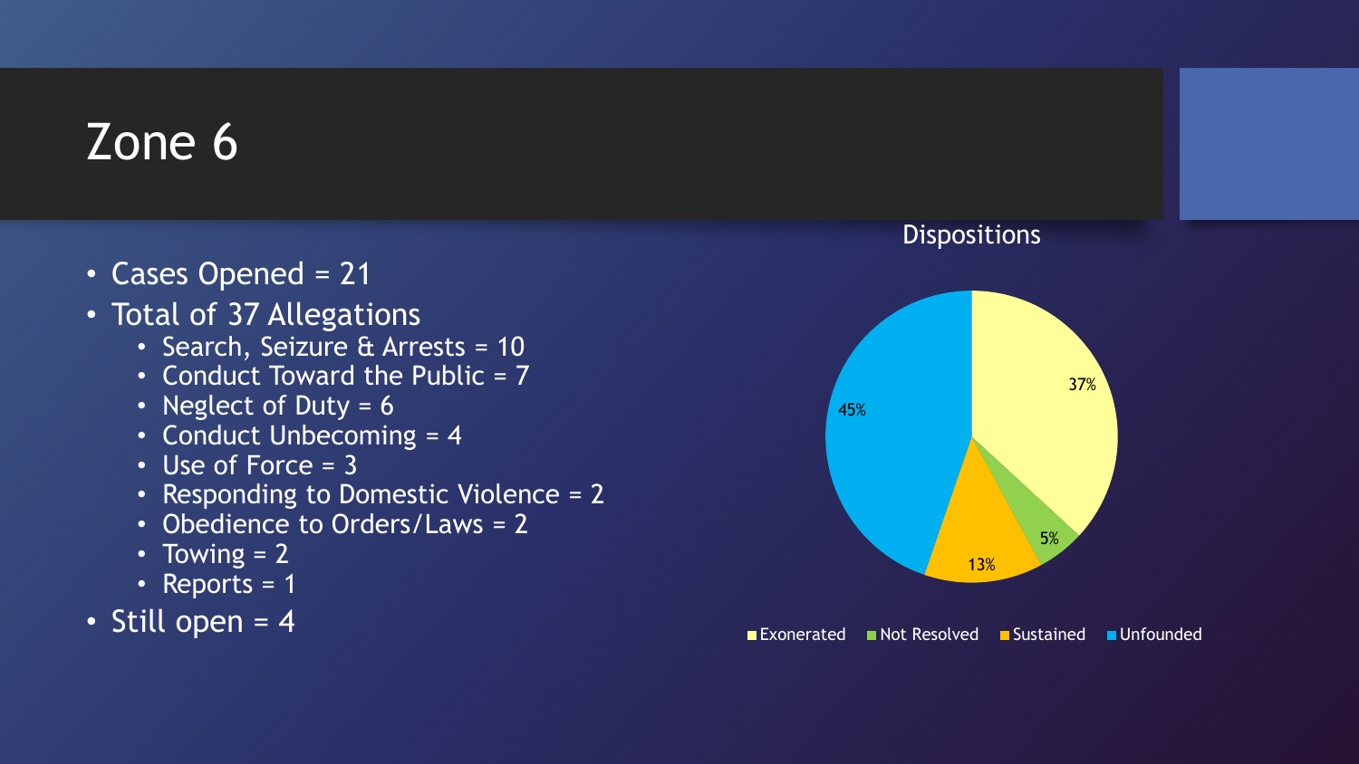# Zone 6

- Cases Opened = 21
- Total of 37 Allegations
  - Search, Seizure & Arrests = 10
  - Conduct Toward the Public = 7
  - Neglect of Duty = 6
  - Conduct Unbecoming = 4
  - Use of Force = 3
  - Responding to Domestic Violence = 2
  - Obedience to Orders/Laws = 2
  - Towing = 2
  - Reports = 1
- Still open = 4

Dispositions

| Disposition | Percentage |
| --- | --- |
| Exonerated | 37% |
| Not Resolved | 5% |
| Sustained | 13% |
| Unfounded | 45% |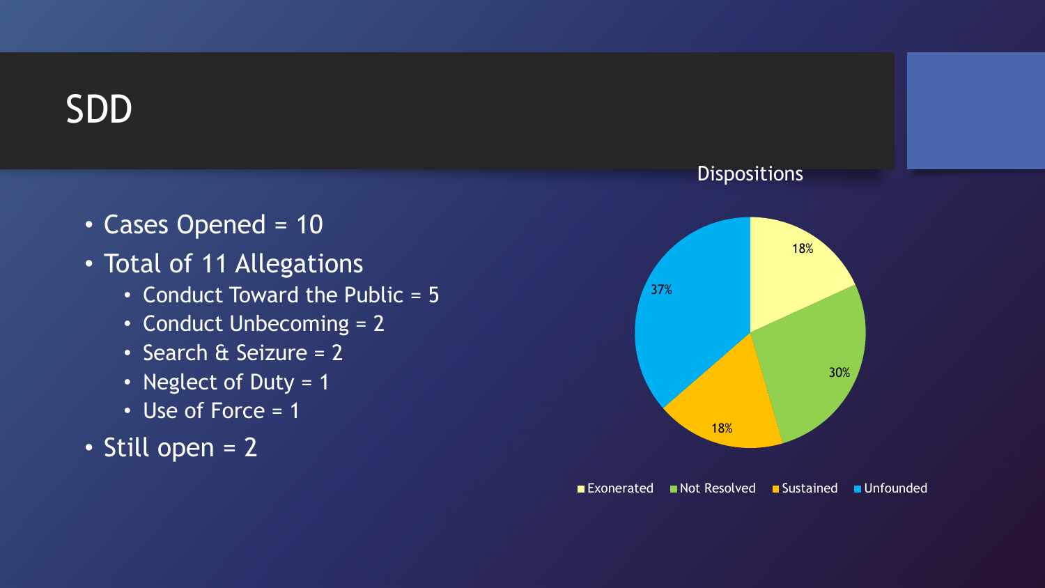# SDD

- Cases Opened = 10
- Total of 11 Allegations
  - Conduct Toward the Public = 5
  - Conduct Unbecoming = 2
  - Search & Seizure = 2
  - Neglect of Duty = 1
  - Use of Force = 1
- Still open = 2

Dispositions

| Disposition | Percentage |
| --- | --- |
| Exonerated | 18% |
| Not Resolved | 30% |
| Sustained | 18% |
| Unfounded | 37% |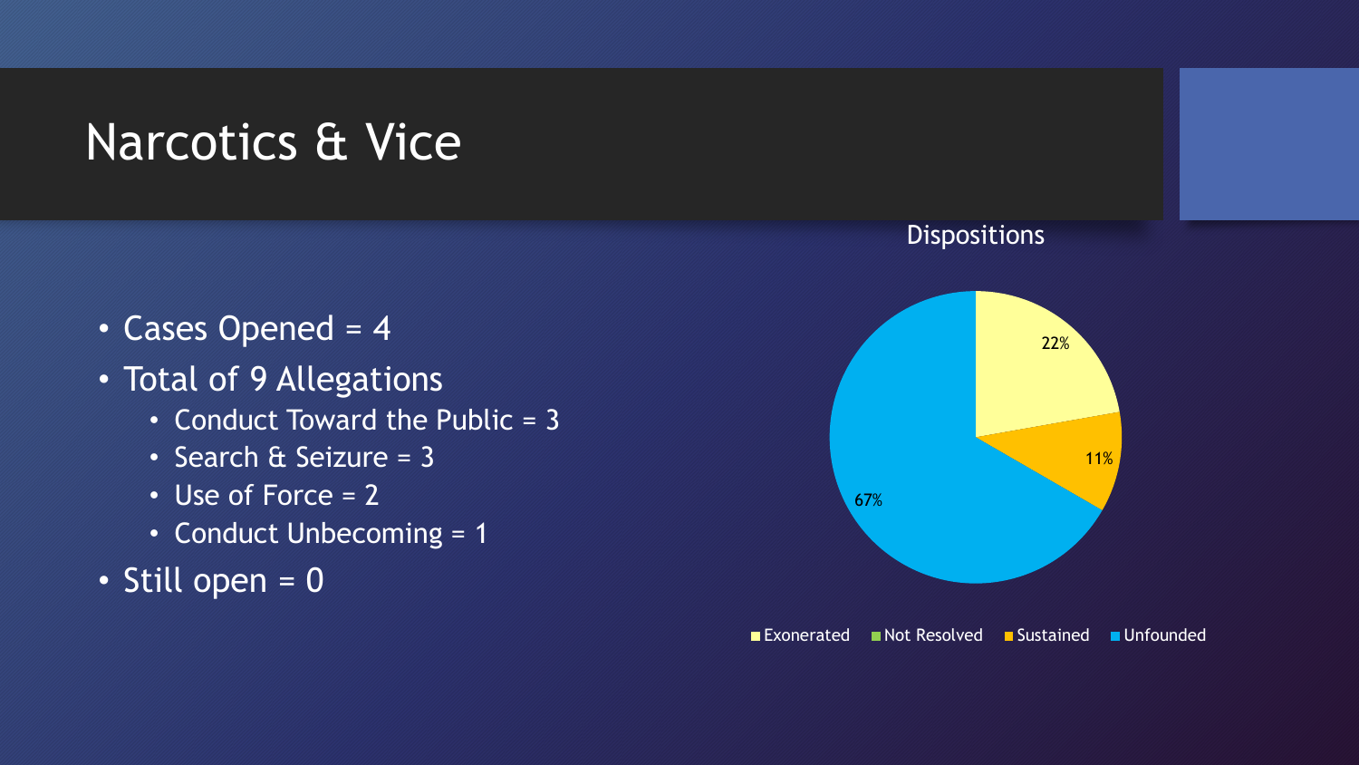# Narcotics & Vice

- Cases Opened = 4
- Total of 9 Allegations
  - Conduct Toward the Public = 3
  - Search & Seizure = 3
  - Use of Force = 2
  - Conduct Unbecoming = 1
- Still open = 0

Dispositions

| Disposition | Percentage |
| --- | --- |
| Exonerated | 22% |
| Not Resolved | |
| Sustained | 11% |
| Unfounded | 67% |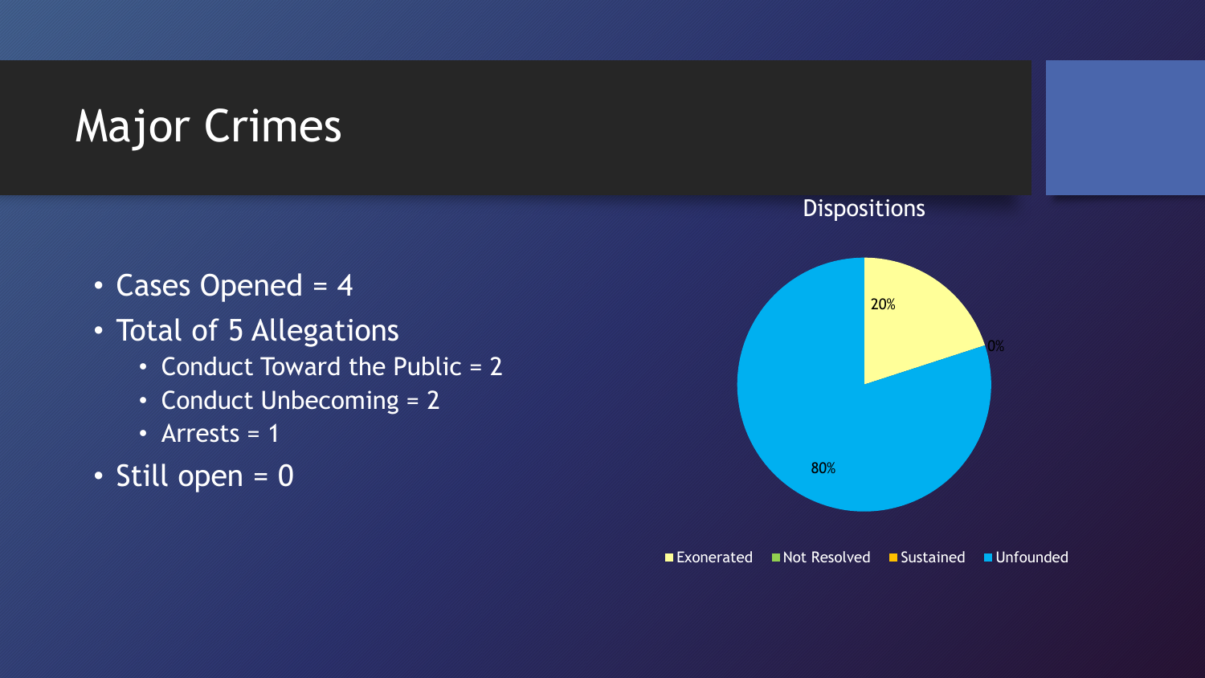# Major Crimes

- Cases Opened = 4
- Total of 5 Allegations
  - Conduct Toward the Public = 2
  - Conduct Unbecoming = 2
  - Arrests = 1
- Still open = 0

**Dispositions**

| Disposition | Percentage |
| --- | --- |
| Exonerated | 20% |
| Not Resolved | 0% |
| Sustained | 0% |
| Unfounded | 80% |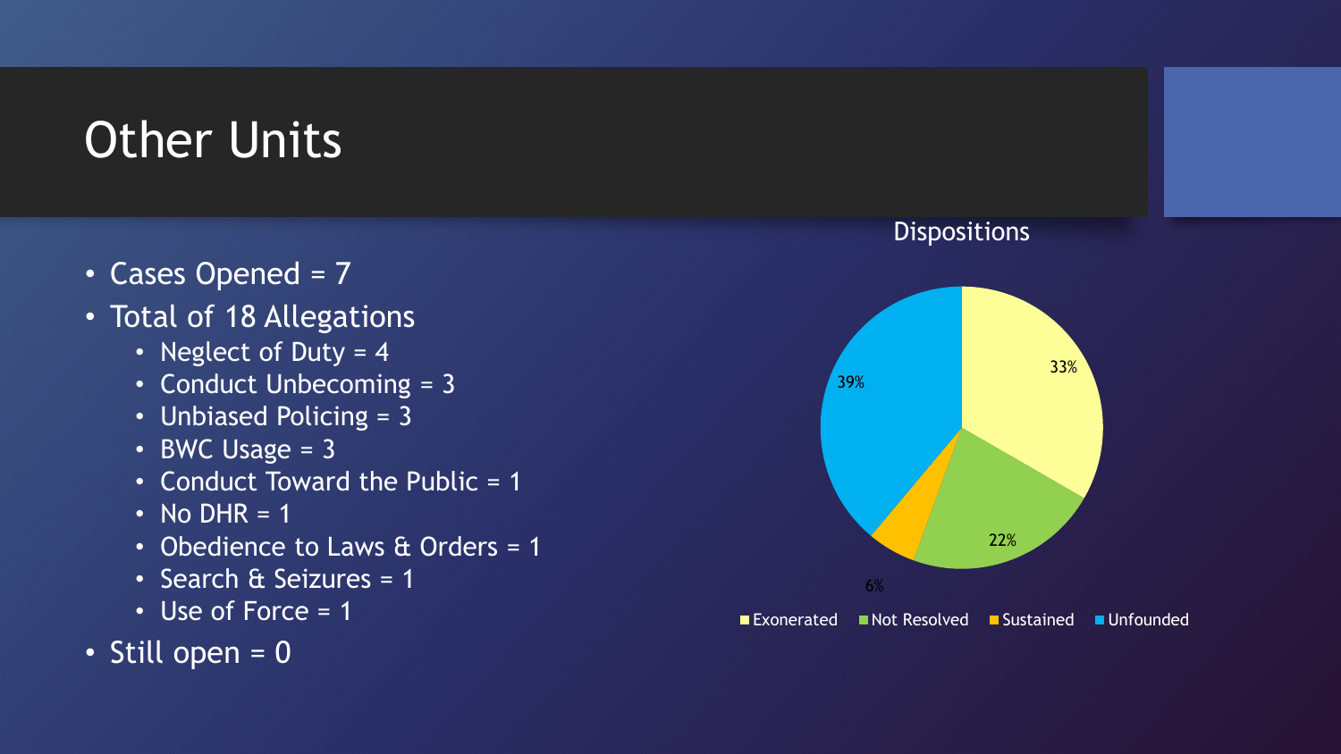# Other Units

- Cases Opened = 7
- Total of 18 Allegations
  - Neglect of Duty = 4
  - Conduct Unbecoming = 3
  - Unbiased Policing = 3
  - BWC Usage = 3
  - Conduct Toward the Public = 1
  - No DHR = 1
  - Obedience to Laws & Orders = 1
  - Search & Seizures = 1
  - Use of Force = 1
- Still open = 0

Dispositions

| Disposition | Percentage |
| --- | --- |
| Exonerated | 33% |
| Not Resolved | 22% |
| Sustained | 6% |
| Unfounded | 39% |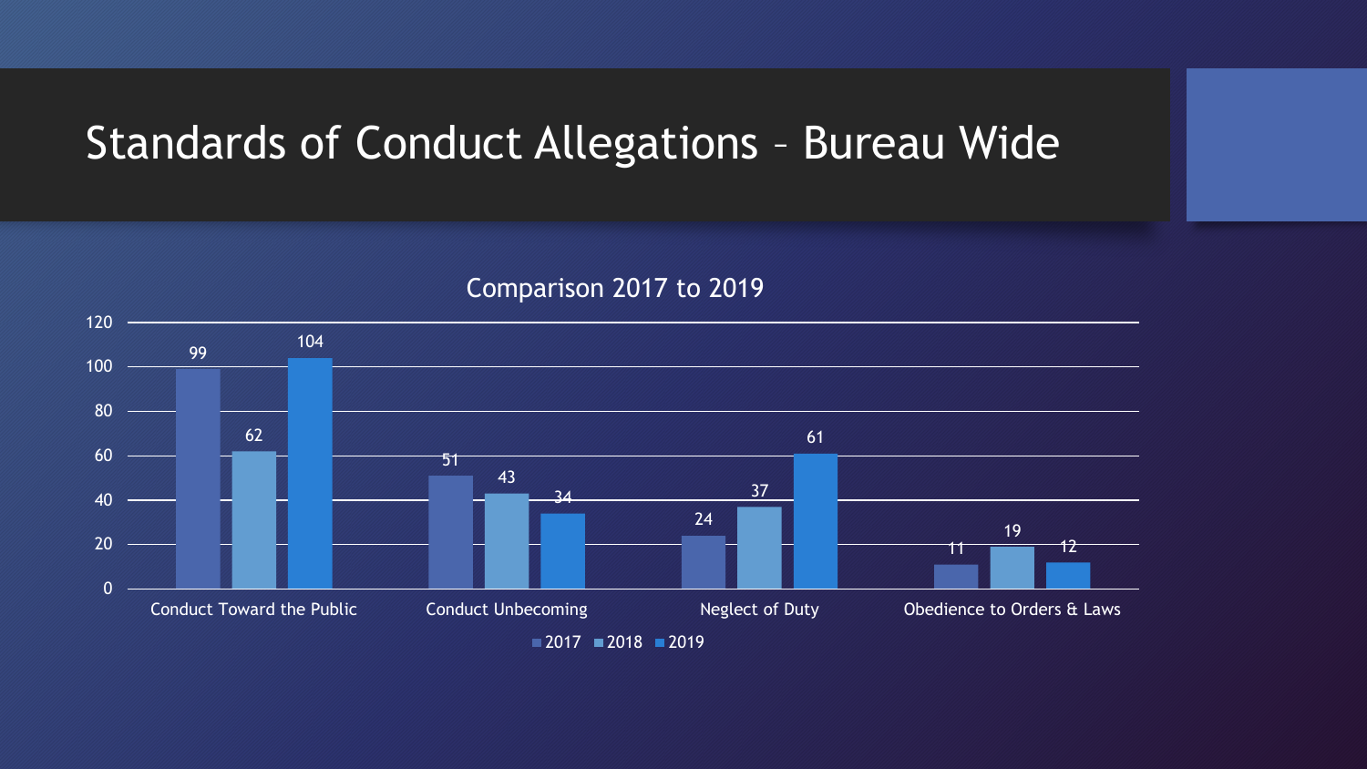# Standards of Conduct Allegations – Bureau Wide

Comparison 2017 to 2019

| | 2017 | 2018 | 2019 |
|---|---|---|---|
| Conduct Toward the Public | 99 | 62 | 104 |
| Conduct Unbecoming | 51 | 43 | 34 |
| Neglect of Duty | 24 | 37 | 61 |
| Obedience to Orders & Laws | 11 | 19 | 12 |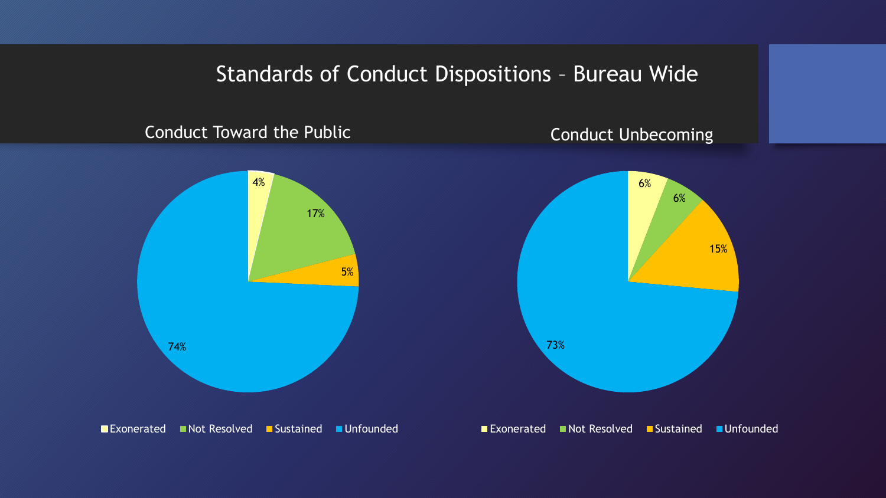# Standards of Conduct Dispositions – Bureau Wide

## Conduct Toward the Public

| Disposition | Percentage |
| --- | --- |
| Exonerated | 4% |
| Not Resolved | 17% |
| Sustained | 5% |
| Unfounded | 74% |

## Conduct Unbecoming

| Disposition | Percentage |
| --- | --- |
| Exonerated | 6% |
| Not Resolved | 6% |
| Sustained | 15% |
| Unfounded | 73% |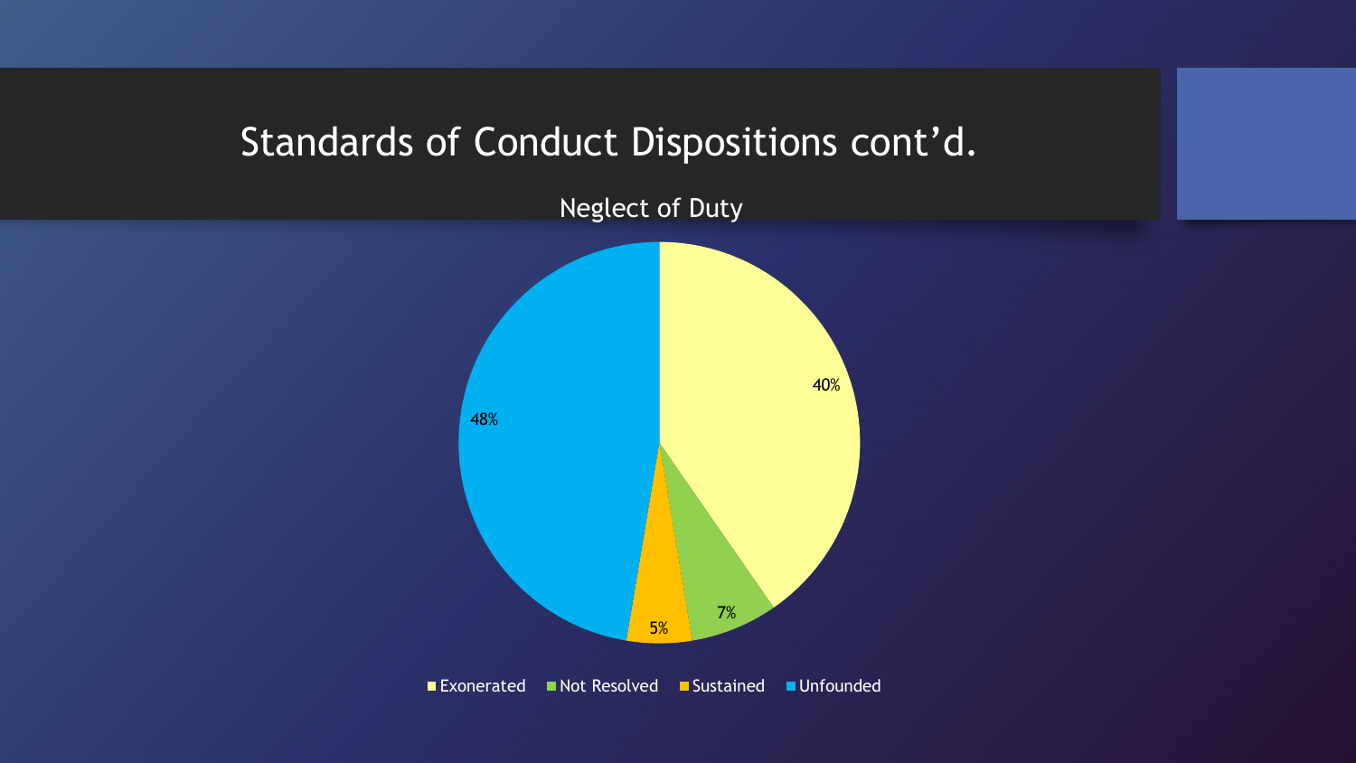# Standards of Conduct Dispositions cont'd.

## Neglect of Duty

| Disposition | Percentage |
|---|---|
| Exonerated | 40% |
| Not Resolved | 7% |
| Sustained | 5% |
| Unfounded | 48% |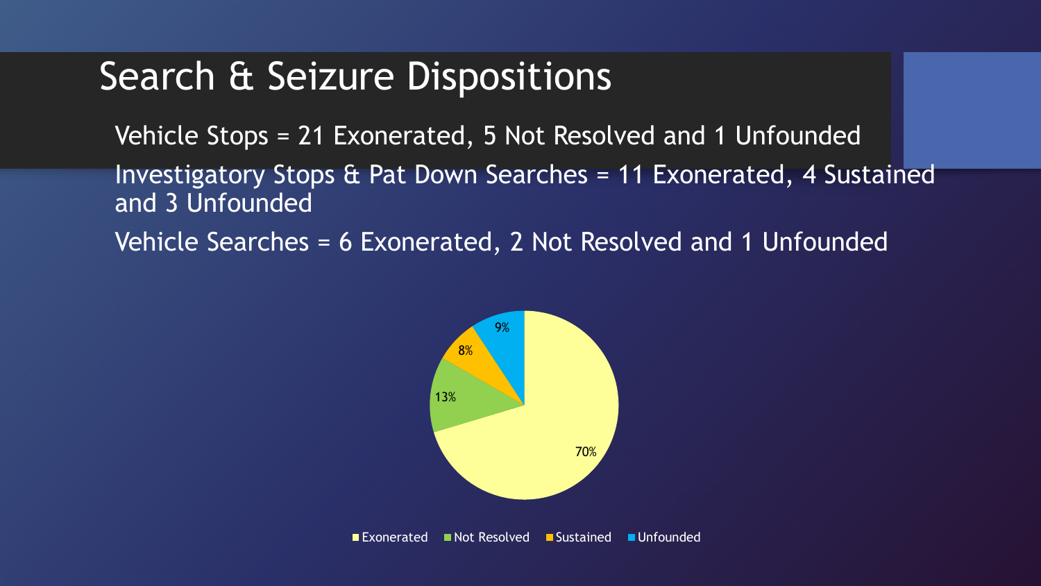# Search & Seizure Dispositions

Vehicle Stops = 21 Exonerated, 5 Not Resolved and 1 Unfounded

Investigatory Stops & Pat Down Searches = 11 Exonerated, 4 Sustained and 3 Unfounded

Vehicle Searches = 6 Exonerated, 2 Not Resolved and 1 Unfounded

| Disposition | Percentage |
| --- | --- |
| Exonerated | 70% |
| Not Resolved | 13% |
| Sustained | 8% |
| Unfounded | 9% |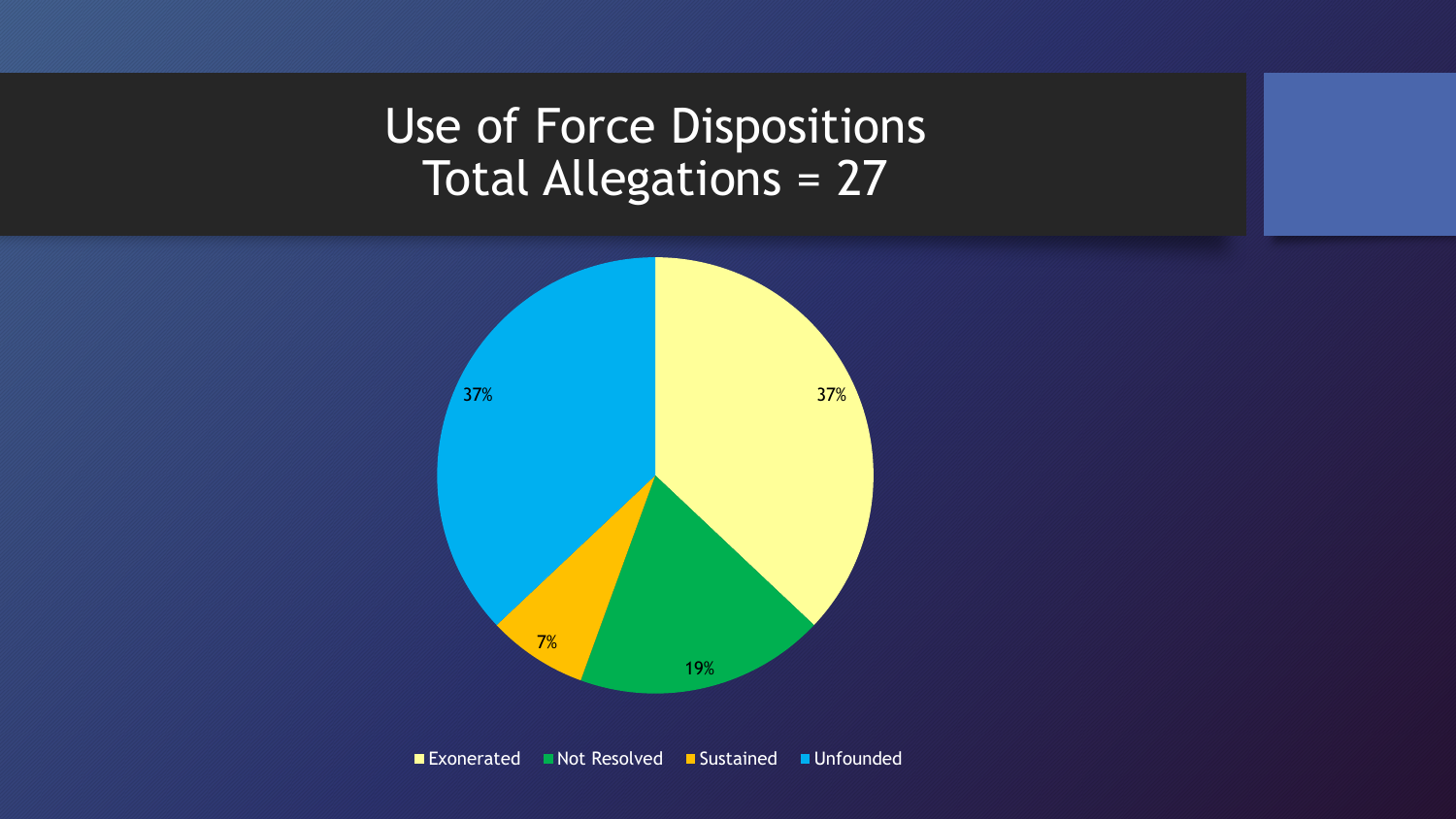# Use of Force Dispositions
# Total Allegations = 27

| Disposition | Percentage |
| --- | --- |
| Exonerated | 37% |
| Not Resolved | 19% |
| Sustained | 7% |
| Unfounded | 37% |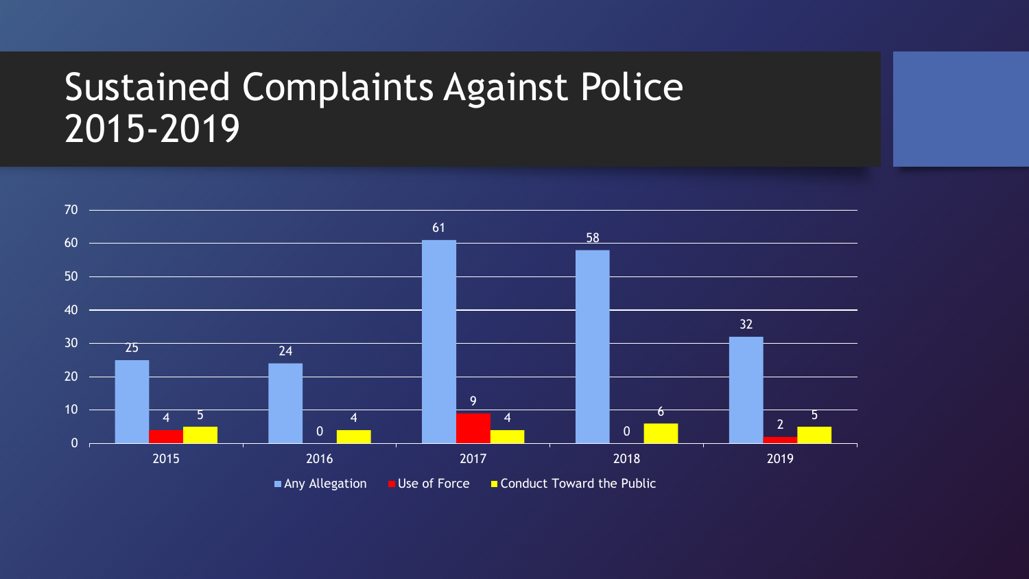# Sustained Complaints Against Police 2015-2019

| Year | Any Allegation | Use of Force | Conduct Toward the Public |
|---|---|---|---|
| 2015 | 25 | 4 | 5 |
| 2016 | 24 | 0 | 4 |
| 2017 | 61 | 9 | 4 |
| 2018 | 58 | 0 | 6 |
| 2019 | 32 | 2 | 5 |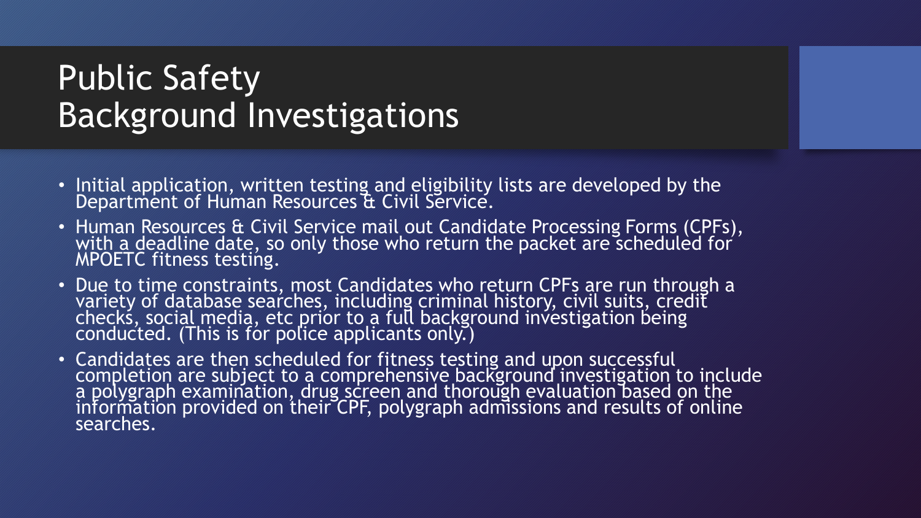# Public Safety Background Investigations

- Initial application, written testing and eligibility lists are developed by the Department of Human Resources & Civil Service.
- Human Resources & Civil Service mail out Candidate Processing Forms (CPFs), with a deadline date, so only those who return the packet are scheduled for MPOETC fitness testing.
- Due to time constraints, most Candidates who return CPFs are run through a variety of database searches, including criminal history, civil suits, credit checks, social media, etc prior to a full background investigation being conducted. (This is for police applicants only.)
- Candidates are then scheduled for fitness testing and upon successful completion are subject to a comprehensive background investigation to include a polygraph examination, drug screen and thorough evaluation based on the information provided on their CPF, polygraph admissions and results of online searches.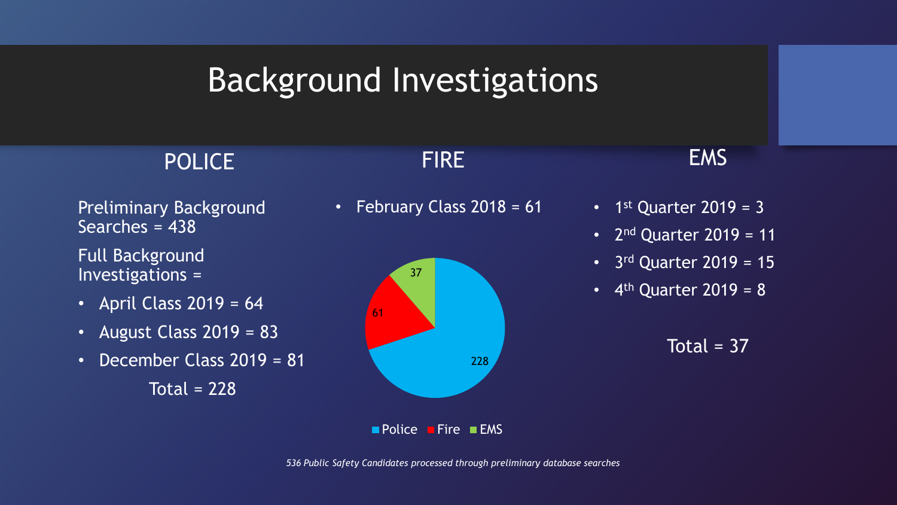# Background Investigations

## POLICE

Preliminary Background Searches = 438

Full Background Investigations =

- April Class 2019 = 64
- August Class 2019 = 83
- December Class 2019 = 81

Total = 228

## FIRE

- February Class 2018 = 61

| | Police | Fire | EMS |
|---|---|---|---|
| Background Investigations | 228 | 61 | 37 |

## EMS

- 1st Quarter 2019 = 3
- 2nd Quarter 2019 = 11
- 3rd Quarter 2019 = 15
- 4th Quarter 2019 = 8

Total = 37

*536 Public Safety Candidates processed through preliminary database searches*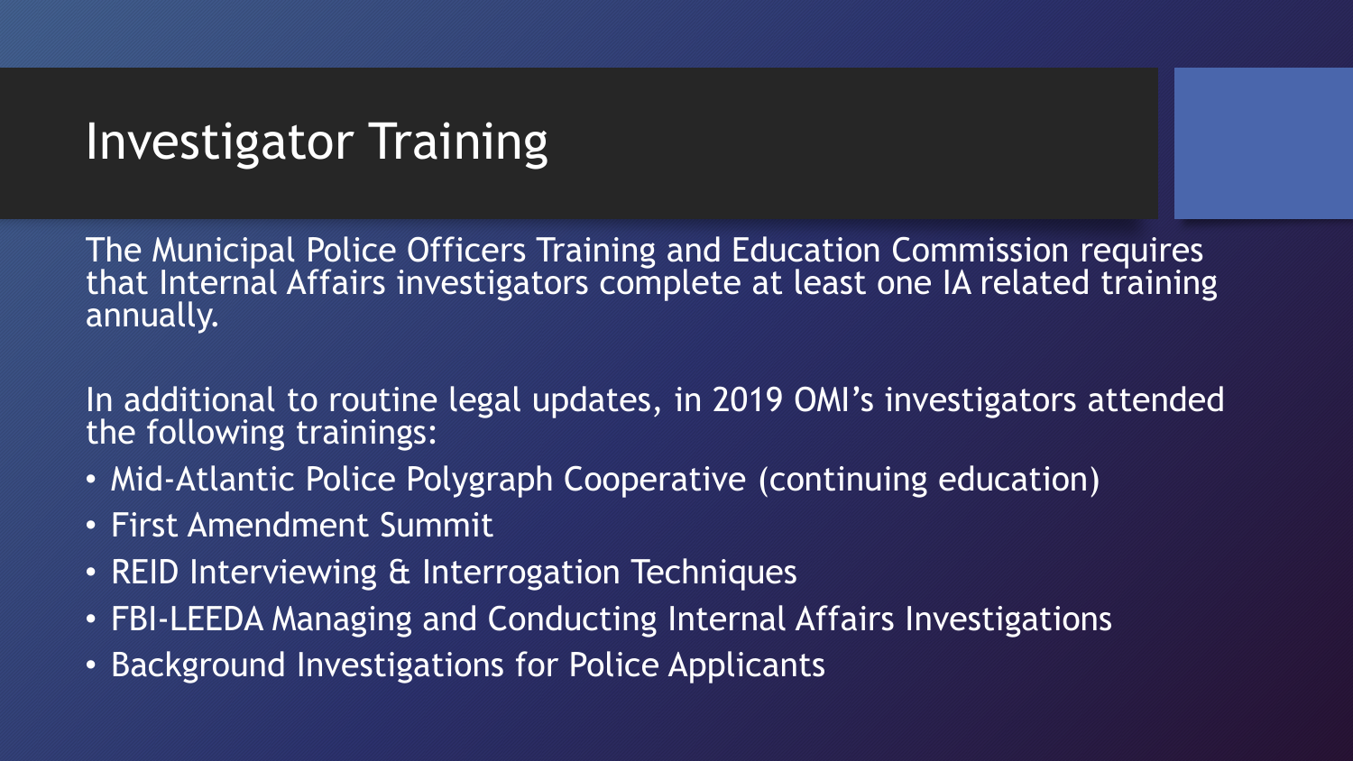# Investigator Training

The Municipal Police Officers Training and Education Commission requires that Internal Affairs investigators complete at least one IA related training annually.

In additional to routine legal updates, in 2019 OMI's investigators attended the following trainings:

- Mid-Atlantic Police Polygraph Cooperative (continuing education)
- First Amendment Summit
- REID Interviewing & Interrogation Techniques
- FBI-LEEDA Managing and Conducting Internal Affairs Investigations
- Background Investigations for Police Applicants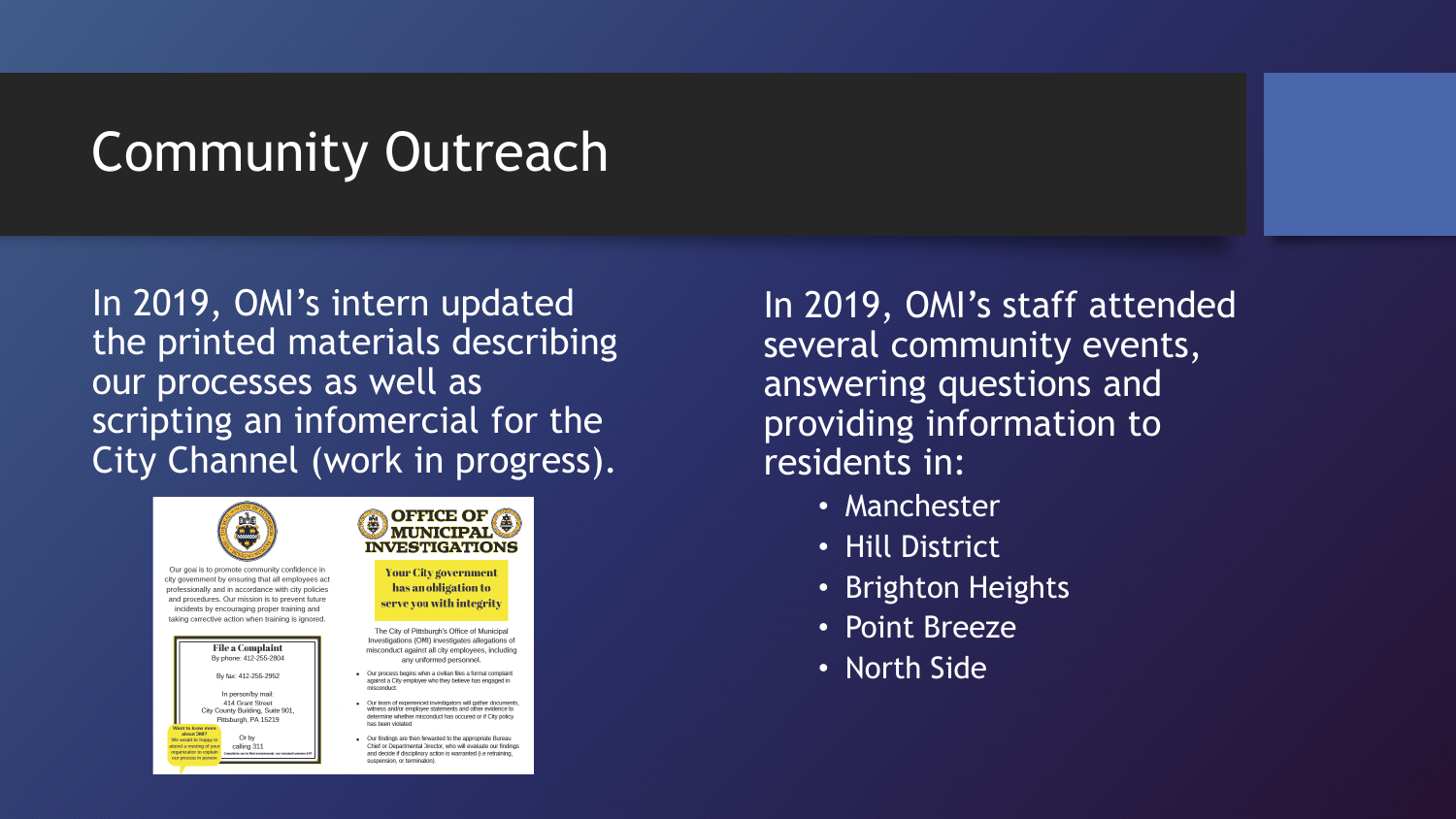# Community Outreach

In 2019, OMI's intern updated the printed materials describing our processes as well as scripting an infomercial for the City Channel (work in progress).

In 2019, OMI's staff attended several community events, answering questions and providing information to residents in:

- Manchester
- Hill District
- Brighton Heights
- Point Breeze
- North Side

Our goal is to promote community confidence in city government by ensuring that all employees act professionally and in accordance with city policies and procedures. Our mission is to prevent future incidents by encouraging proper training and taking corrective action when training is ignored.

**File a Complaint**

By phone: 412-255-2804

By fax: 412-255-2952

In person/by mail:
414 Grant Street
City County Building, Suite 901,
Pittsburgh, PA 15219

Or by calling 311

Want to know more about OMI? We would be happy to attend a meeting of your organization to explain our process in person.

**OFFICE OF MUNICIPAL INVESTIGATIONS**

**Your City government has an obligation to serve you with integrity**

The City of Pittsburgh's Office of Municipal Investigations (OMI) investigates allegations of misconduct against all city employees, including any unformed personnel.

- Our process begins when a civilian files a formal complaint against a City employee who they believe has engaged in misconduct.
- Our team of experienced investigators will gather documents, witness and/or employee statements and other evidence to determine whether misconduct has occured or if City policy has been violated.
- Our findings are then forwarded to the appropriate Bureau Chief or Departmental Director, who will evaluate our findings and decide if disciplinary action is warranted (i.e retraining, suspension, or termination).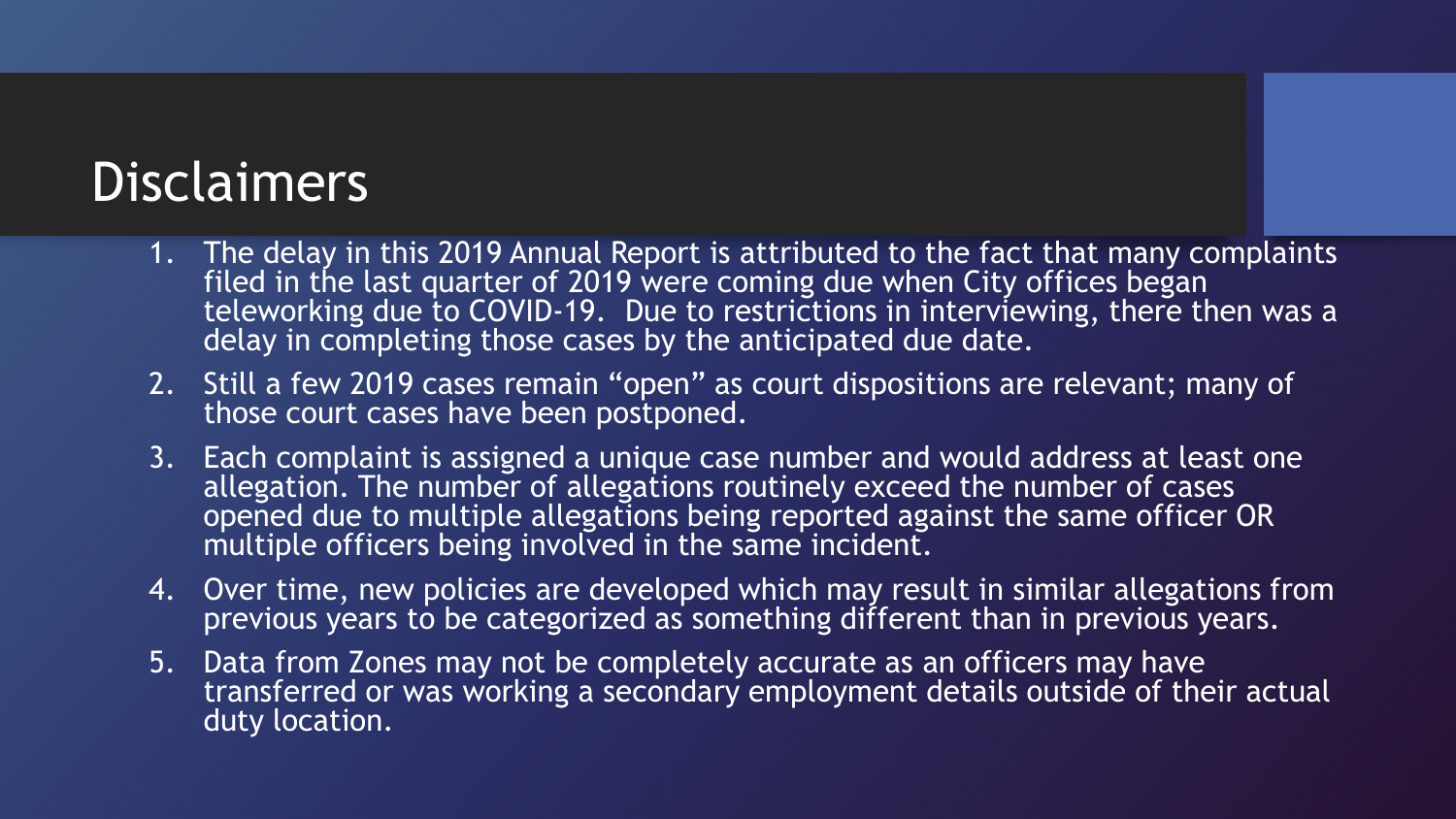# Disclaimers

1. The delay in this 2019 Annual Report is attributed to the fact that many complaints filed in the last quarter of 2019 were coming due when City offices began teleworking due to COVID-19. Due to restrictions in interviewing, there then was a delay in completing those cases by the anticipated due date.
2. Still a few 2019 cases remain “open” as court dispositions are relevant; many of those court cases have been postponed.
3. Each complaint is assigned a unique case number and would address at least one allegation. The number of allegations routinely exceed the number of cases opened due to multiple allegations being reported against the same officer OR multiple officers being involved in the same incident.
4. Over time, new policies are developed which may result in similar allegations from previous years to be categorized as something different than in previous years.
5. Data from Zones may not be completely accurate as an officers may have transferred or was working a secondary employment details outside of their actual duty location.